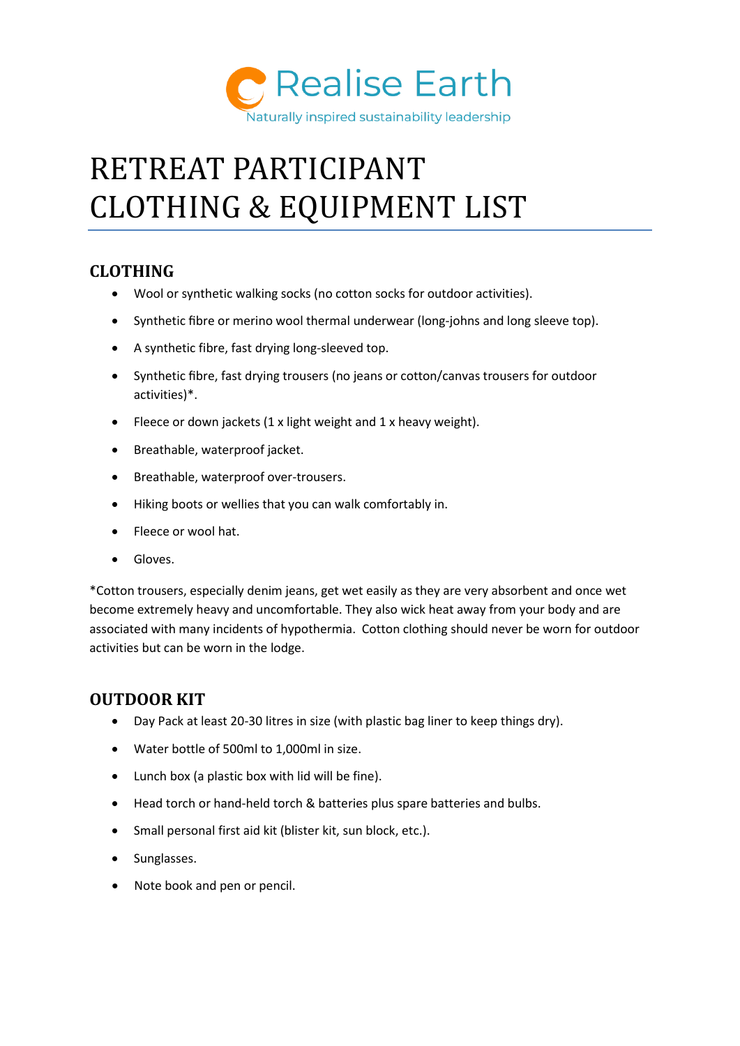Realise Earth

Naturally inspired sustainability leadership

# RETREAT PARTICIPANT CLOTHING & EQUIPMENT LIST

## CLOTHING

- Wool or synthetic walking socks (no cotton socks for outdoor activities).
- Synthetic fibre or merino wool thermal underwear (long-johns and long sleeve top).
- A synthetic fibre, fast drying long-sleeved top.
- Synthetic fibre, fast drying trousers (no jeans or cotton/canvas trousers for outdoor activities)*.
- Fleece or down jackets (1 x light weight and 1 x heavy weight).
- Breathable, waterproof jacket.
- Breathable, waterproof over-trousers.
- Hiking boots or wellies that you can walk comfortably in.
- Fleece or wool hat.
- Gloves.

*Cotton trousers, especially denim jeans, get wet easily as they are very absorbent and once wet become extremely heavy and uncomfortable. They also wick heat away from your body and are associated with many incidents of hypothermia. Cotton clothing should never be worn for outdoor activities but can be worn in the lodge.

## OUTDOOR KIT

- Day Pack at least 20-30 litres in size (with plastic bag liner to keep things dry).
- Water bottle of 500ml to 1,000ml in size.
- Lunch box (a plastic box with lid will be fine).
- Head torch or hand-held torch & batteries plus spare batteries and bulbs.
- Small personal first aid kit (blister kit, sun block, etc.).
- Sunglasses.
- Note book and pen or pencil.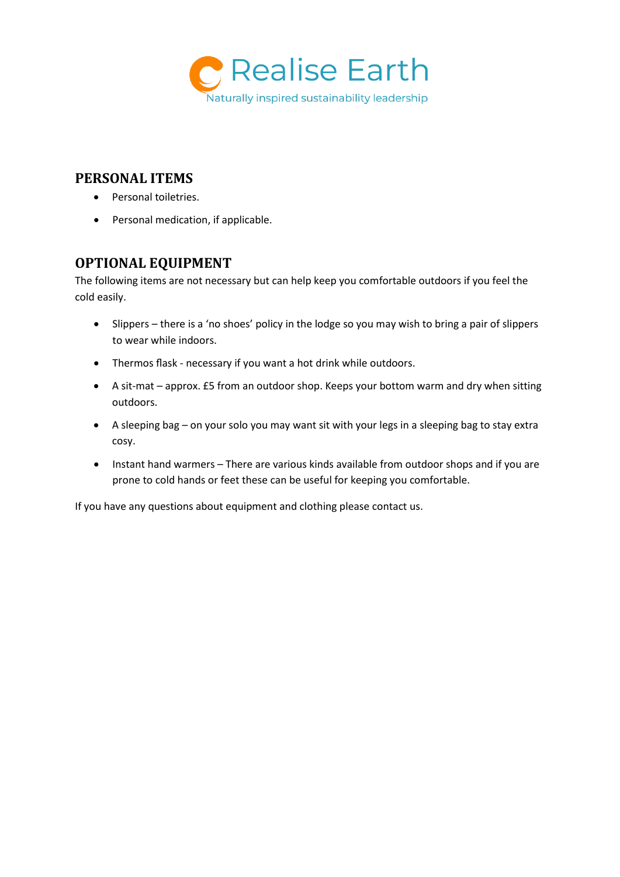Realise Earth

Naturally inspired sustainability leadership

## PERSONAL ITEMS

- Personal toiletries.
- Personal medication, if applicable.

## OPTIONAL EQUIPMENT

The following items are not necessary but can help keep you comfortable outdoors if you feel the cold easily.

- Slippers – there is a 'no shoes' policy in the lodge so you may wish to bring a pair of slippers to wear while indoors.
- Thermos flask - necessary if you want a hot drink while outdoors.
- A sit-mat – approx. £5 from an outdoor shop. Keeps your bottom warm and dry when sitting outdoors.
- A sleeping bag – on your solo you may want sit with your legs in a sleeping bag to stay extra cosy.
- Instant hand warmers – There are various kinds available from outdoor shops and if you are prone to cold hands or feet these can be useful for keeping you comfortable.

If you have any questions about equipment and clothing please contact us.